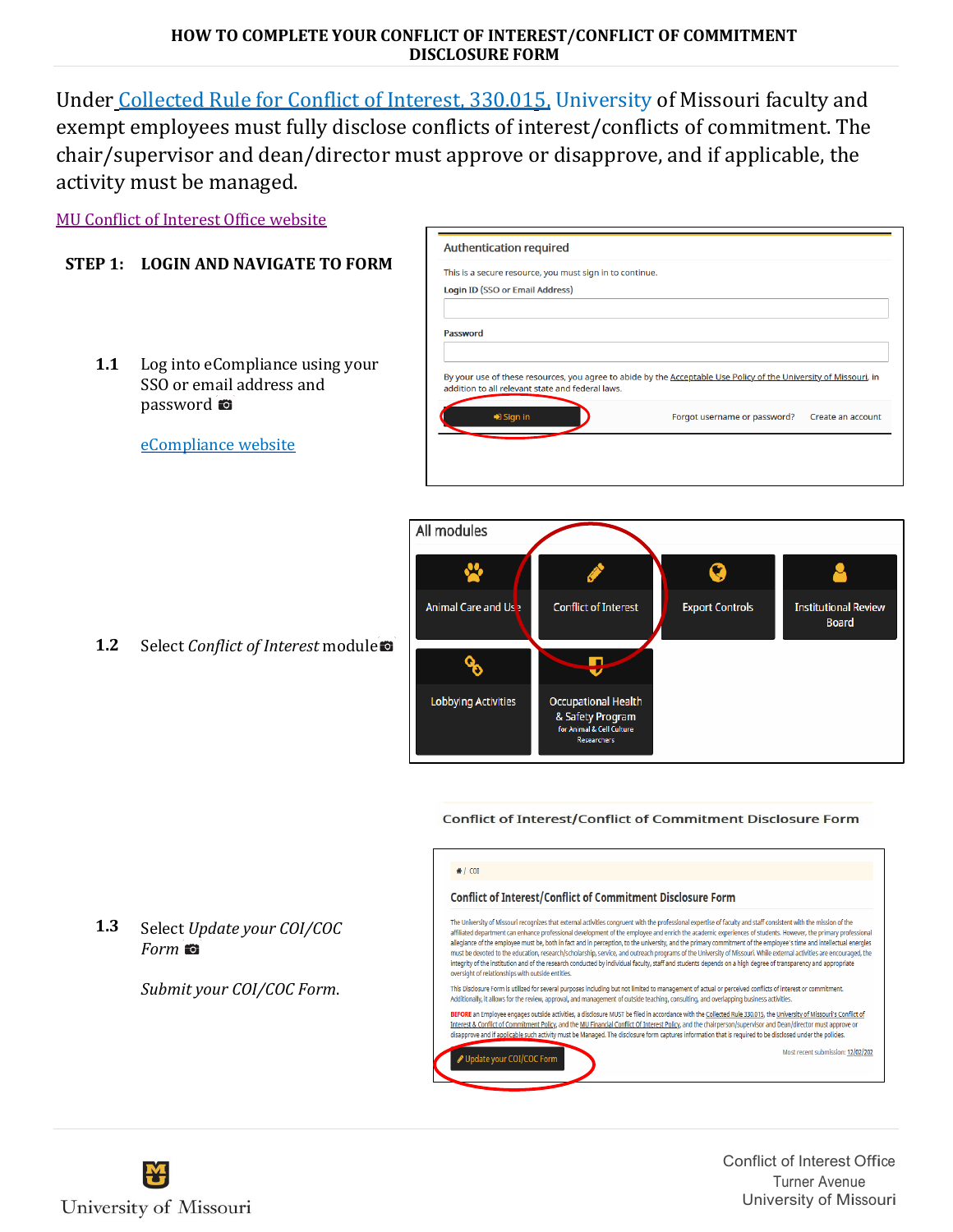# HOW TO COMPLETE YOUR CONFLICT OF INTEREST/CONFLICT OF COMMITMENT DISCLOSURE FORM

Under Collected Rule for Conflict of Interest, 330.015, University of Missouri faculty and exempt employees must fully disclose conflicts of interest/conflicts of commitment. The chair/supervisor and dean/director must approve or disapprove, and if applicable, the activity must be managed.

MU Conflict of Interest Office website

## STEP 1: LOGIN AND NAVIGATE TO FORM

**1.1** Log into eCompliance using your SSO or email address and password

eCompliance website

**1.2** Select *Conflict of Interest* module

Conflict of Interest/Conflict of Commitment Disclosure Form

**1.3** Select *Update your COI/COC Form*

*Submit your COI/COC Form.*

Conflict of Interest Office
Turner Avenue
University of Missouri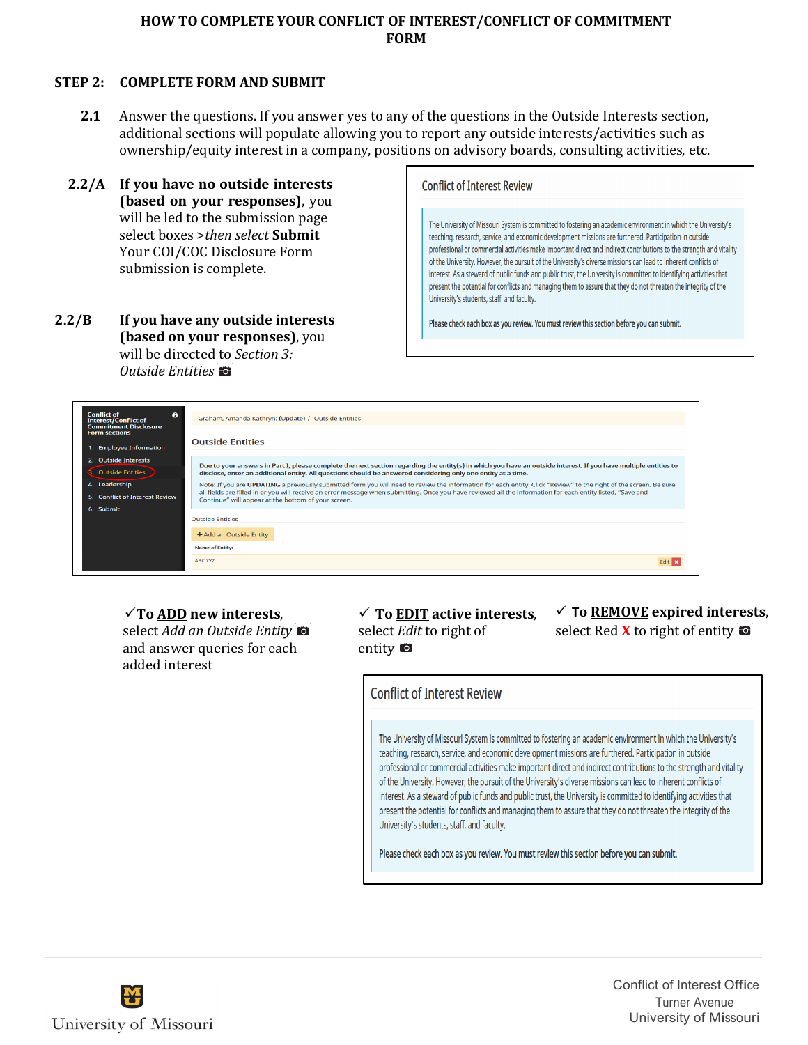# HOW TO COMPLETE YOUR CONFLICT OF INTEREST/CONFLICT OF COMMITMENT FORM

## STEP 2: COMPLETE FORM AND SUBMIT

**2.1** Answer the questions. If you answer yes to any of the questions in the Outside Interests section, additional sections will populate allowing you to report any outside interests/activities such as ownership/equity interest in a company, positions on advisory boards, consulting activities, etc.

**2.2/A** **If you have no outside interests (based on your responses)**, you will be led to the submission page select boxes >*then select* **Submit** Your COI/COC Disclosure Form submission is complete.

**2.2/B** **If you have any outside interests (based on your responses)**, you will be directed to *Section 3: Outside Entities*

Conflict of Interest Review

The University of Missouri System is committed to fostering an academic environment in which the University's teaching, research, service, and economic development missions are furthered. Participation in outside professional or commercial activities make important direct and indirect contributions to the strength and vitality of the University. However, the pursuit of the University's diverse missions can lead to inherent conflicts of interest. As a steward of public funds and public trust, the University is committed to identifying activities that present the potential for conflicts and managing them to assure that they do not threaten the integrity of the University's students, staff, and faculty.

Please check each box as you review. You must review this section before you can submit.

Conflict of Interest/Conflict of Commitment Disclosure Form sections

1. Employee Information
2. Outside Interests
3. Outside Entities
4. Leadership
5. Conflict of Interest Review
6. Submit

Graham, Amanda Kathryn: (Update) / Outside Entities

Outside Entities

Due to your answers in Part I, please complete the next section regarding the entity(s) in which you have an outside interest. If you have multiple entities to disclose, enter an additional entity. All questions should be answered considering only one entity at a time.

Note: If you are UPDATING a previously submitted form you will need to review the information for each entity. Click "Review" to the right of the screen. Be sure all fields are filled in or you will receive an error message when submitting. Once you have reviewed all the information for each entity listed, "Save and Continue" will appear at the bottom of your screen.

Outside Entities

+ Add an Outside Entity

Name of Entity:

ABC XYZ Edit ✕

✓**To <u>ADD</u> new interests**, select *Add an Outside Entity* and answer queries for each added interest

✓ **To <u>EDIT</u> active interests**, select *Edit* to right of entity

✓ **To <u>REMOVE</u> expired interests**, select Red **X** to right of entity

Conflict of Interest Review

The University of Missouri System is committed to fostering an academic environment in which the University's teaching, research, service, and economic development missions are furthered. Participation in outside professional or commercial activities make important direct and indirect contributions to the strength and vitality of the University. However, the pursuit of the University's diverse missions can lead to inherent conflicts of interest. As a steward of public funds and public trust, the University is committed to identifying activities that present the potential for conflicts and managing them to assure that they do not threaten the integrity of the University's students, staff, and faculty.

Please check each box as you review. You must review this section before you can submit.

University of Missouri

Conflict of Interest Office
Turner Avenue
University of Missouri